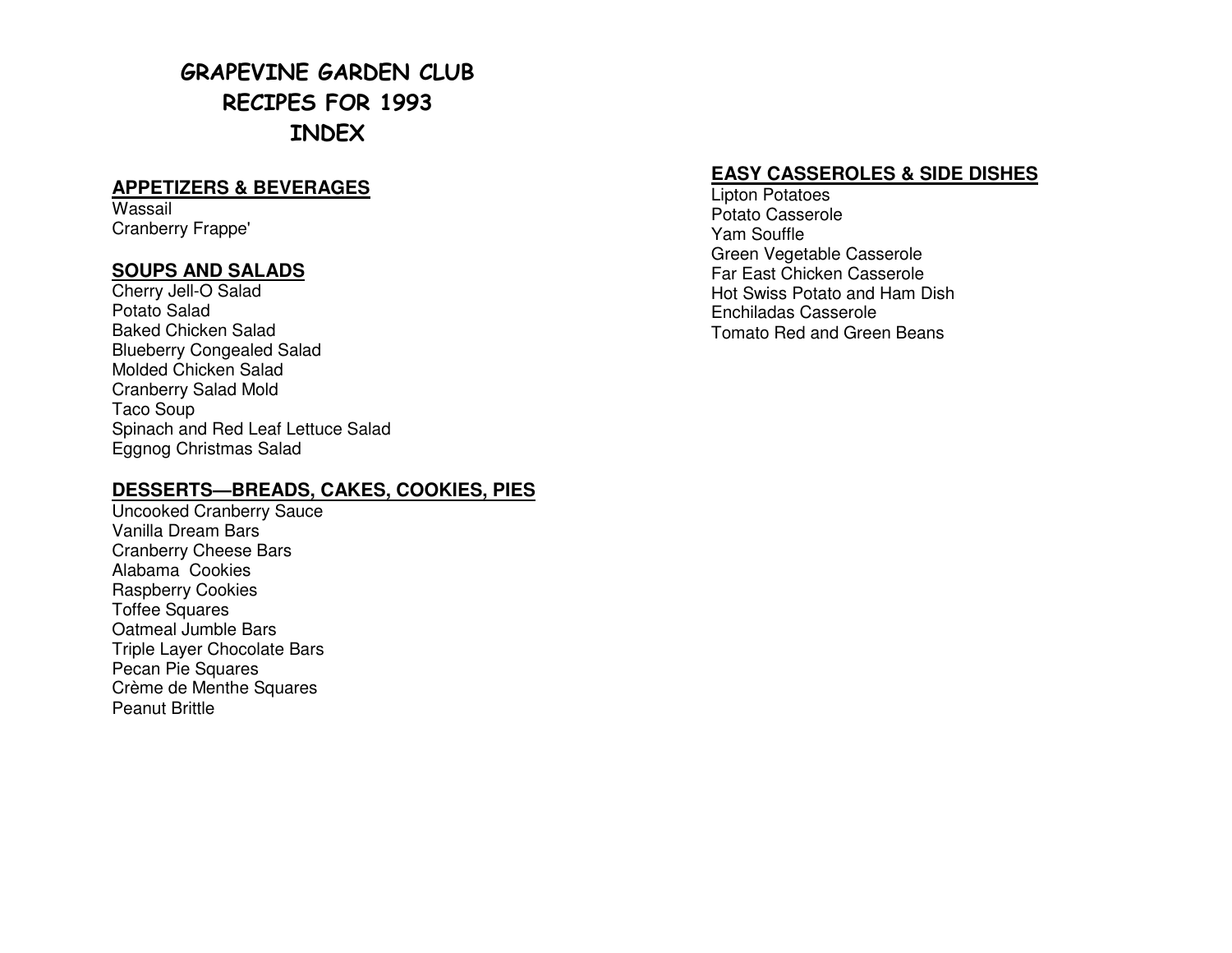# GRAPEVINE GARDEN CLUB
# RECIPES FOR 1993
# INDEX

## APPETIZERS & BEVERAGES

Wassail
Cranberry Frappe'

## SOUPS AND SALADS

Cherry Jell-O Salad
Potato Salad
Baked Chicken Salad
Blueberry Congealed Salad
Molded Chicken Salad
Cranberry Salad Mold
Taco Soup
Spinach and Red Leaf Lettuce Salad
Eggnog Christmas Salad

## DESSERTS—BREADS, CAKES, COOKIES, PIES

Uncooked Cranberry Sauce
Vanilla Dream Bars
Cranberry Cheese Bars
Alabama Cookies
Raspberry Cookies
Toffee Squares
Oatmeal Jumble Bars
Triple Layer Chocolate Bars
Pecan Pie Squares
Crème de Menthe Squares
Peanut Brittle

## EASY CASSEROLES & SIDE DISHES

Lipton Potatoes
Potato Casserole
Yam Souffle
Green Vegetable Casserole
Far East Chicken Casserole
Hot Swiss Potato and Ham Dish
Enchiladas Casserole
Tomato Red and Green Beans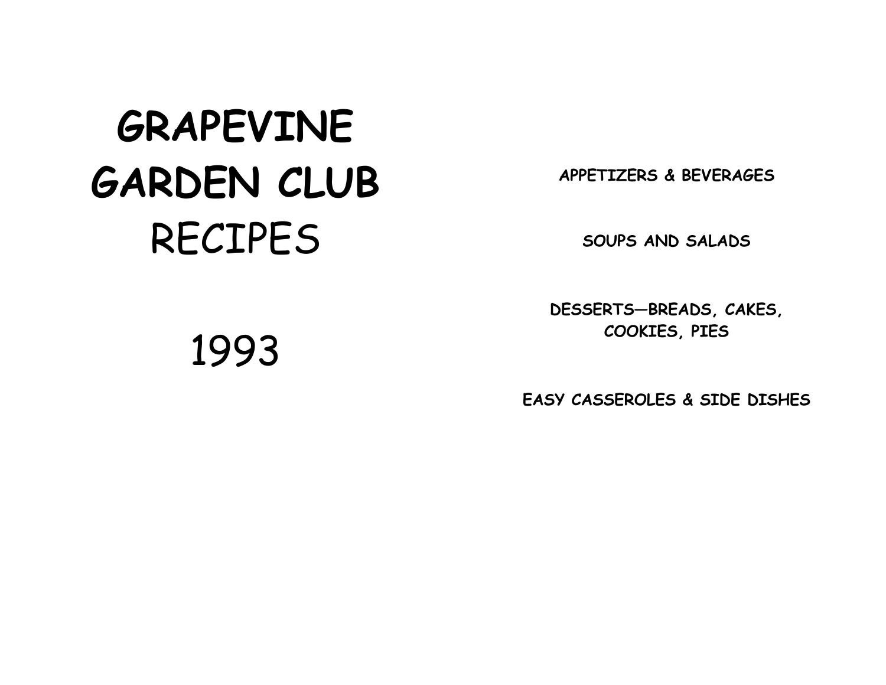# GRAPEVINE GARDEN CLUB

# RECIPES

# 1993

**APPETIZERS & BEVERAGES**

**SOUPS AND SALADS**

**DESSERTS—BREADS, CAKES, COOKIES, PIES**

**EASY CASSEROLES & SIDE DISHES**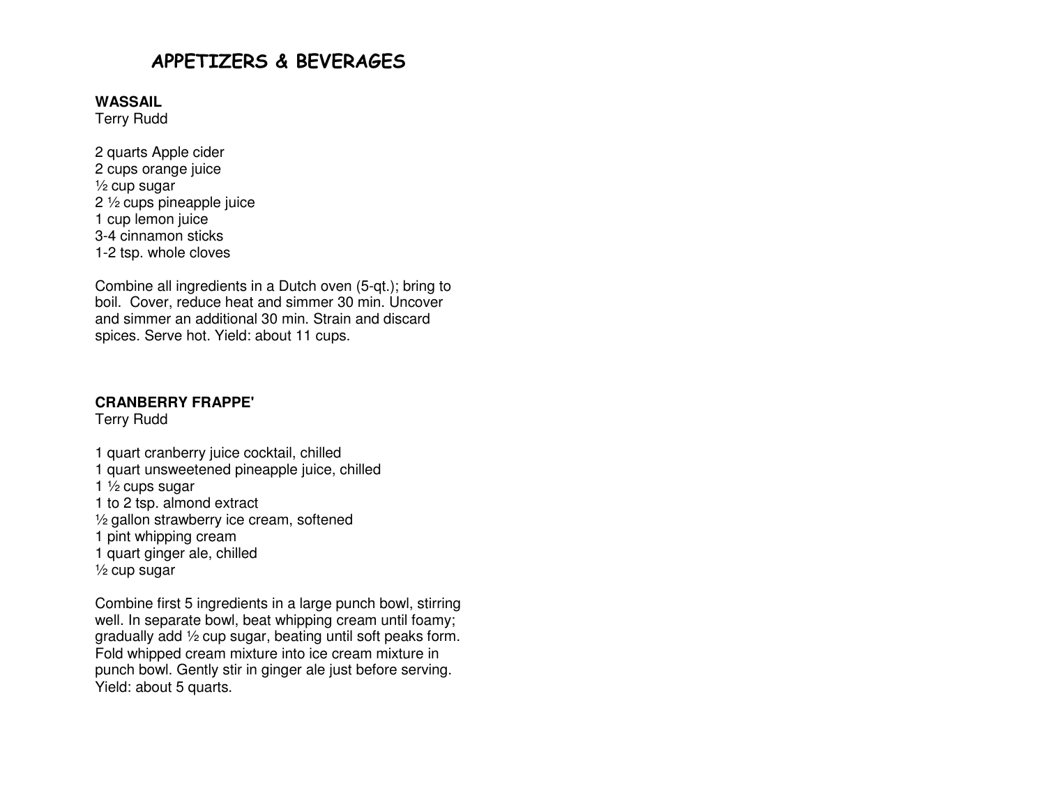# APPETIZERS & BEVERAGES

**WASSAIL**
Terry Rudd

2 quarts Apple cider
2 cups orange juice
½ cup sugar
2 ½ cups pineapple juice
1 cup lemon juice
3-4 cinnamon sticks
1-2 tsp. whole cloves

Combine all ingredients in a Dutch oven (5-qt.); bring to boil. Cover, reduce heat and simmer 30 min. Uncover and simmer an additional 30 min. Strain and discard spices. Serve hot. Yield: about 11 cups.

**CRANBERRY FRAPPE'**
Terry Rudd

1 quart cranberry juice cocktail, chilled
1 quart unsweetened pineapple juice, chilled
1 ½ cups sugar
1 to 2 tsp. almond extract
½ gallon strawberry ice cream, softened
1 pint whipping cream
1 quart ginger ale, chilled
½ cup sugar

Combine first 5 ingredients in a large punch bowl, stirring well. In separate bowl, beat whipping cream until foamy; gradually add ½ cup sugar, beating until soft peaks form. Fold whipped cream mixture into ice cream mixture in punch bowl. Gently stir in ginger ale just before serving. Yield: about 5 quarts.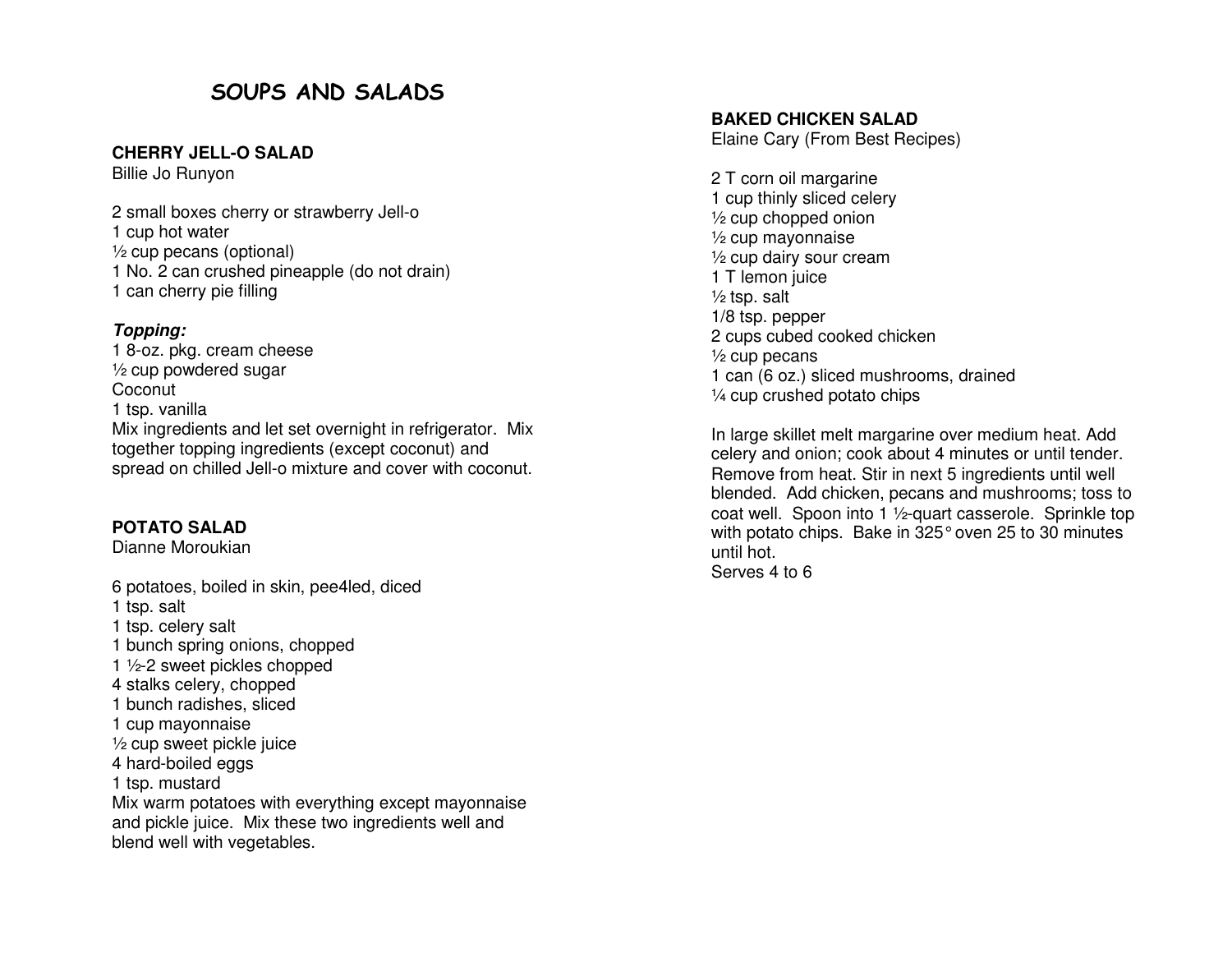# SOUPS AND SALADS

### CHERRY JELL-O SALAD

Billie Jo Runyon

2 small boxes cherry or strawberry Jell-o
1 cup hot water
½ cup pecans (optional)
1 No. 2 can crushed pineapple (do not drain)
1 can cherry pie filling

***Topping:***
1 8-oz. pkg. cream cheese
½ cup powdered sugar
Coconut
1 tsp. vanilla
Mix ingredients and let set overnight in refrigerator. Mix together topping ingredients (except coconut) and spread on chilled Jell-o mixture and cover with coconut.

### POTATO SALAD

Dianne Moroukian

6 potatoes, boiled in skin, pee4led, diced
1 tsp. salt
1 tsp. celery salt
1 bunch spring onions, chopped
1 ½-2 sweet pickles chopped
4 stalks celery, chopped
1 bunch radishes, sliced
1 cup mayonnaise
½ cup sweet pickle juice
4 hard-boiled eggs
1 tsp. mustard
Mix warm potatoes with everything except mayonnaise and pickle juice. Mix these two ingredients well and blend well with vegetables.

### BAKED CHICKEN SALAD

Elaine Cary (From Best Recipes)

2 T corn oil margarine
1 cup thinly sliced celery
½ cup chopped onion
½ cup mayonnaise
½ cup dairy sour cream
1 T lemon juice
½ tsp. salt
1/8 tsp. pepper
2 cups cubed cooked chicken
½ cup pecans
1 can (6 oz.) sliced mushrooms, drained
¼ cup crushed potato chips

In large skillet melt margarine over medium heat. Add celery and onion; cook about 4 minutes or until tender. Remove from heat. Stir in next 5 ingredients until well blended. Add chicken, pecans and mushrooms; toss to coat well. Spoon into 1 ½-quart casserole. Sprinkle top with potato chips. Bake in 325° oven 25 to 30 minutes until hot.
Serves 4 to 6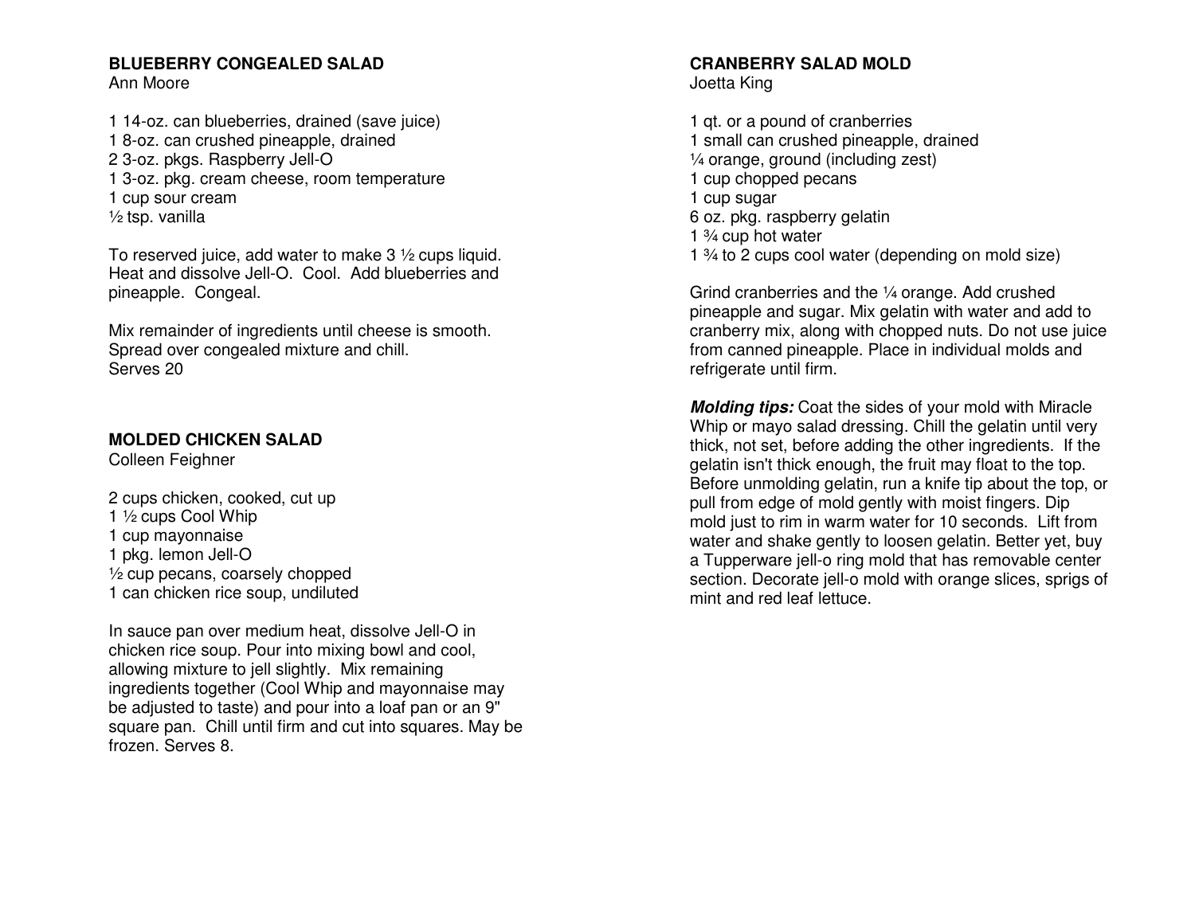## BLUEBERRY CONGEALED SALAD

Ann Moore

1 14-oz. can blueberries, drained (save juice)
1 8-oz. can crushed pineapple, drained
2 3-oz. pkgs. Raspberry Jell-O
1 3-oz. pkg. cream cheese, room temperature
1 cup sour cream
½ tsp. vanilla

To reserved juice, add water to make 3 ½ cups liquid. Heat and dissolve Jell-O. Cool. Add blueberries and pineapple. Congeal.

Mix remainder of ingredients until cheese is smooth. Spread over congealed mixture and chill.
Serves 20

## MOLDED CHICKEN SALAD

Colleen Feighner

2 cups chicken, cooked, cut up
1 ½ cups Cool Whip
1 cup mayonnaise
1 pkg. lemon Jell-O
½ cup pecans, coarsely chopped
1 can chicken rice soup, undiluted

In sauce pan over medium heat, dissolve Jell-O in chicken rice soup. Pour into mixing bowl and cool, allowing mixture to jell slightly. Mix remaining ingredients together (Cool Whip and mayonnaise may be adjusted to taste) and pour into a loaf pan or an 9" square pan. Chill until firm and cut into squares. May be frozen. Serves 8.

## CRANBERRY SALAD MOLD

Joetta King

1 qt. or a pound of cranberries
1 small can crushed pineapple, drained
¼ orange, ground (including zest)
1 cup chopped pecans
1 cup sugar
6 oz. pkg. raspberry gelatin
1 ¾ cup hot water
1 ¾ to 2 cups cool water (depending on mold size)

Grind cranberries and the ¼ orange. Add crushed pineapple and sugar. Mix gelatin with water and add to cranberry mix, along with chopped nuts. Do not use juice from canned pineapple. Place in individual molds and refrigerate until firm.

***Molding tips:*** Coat the sides of your mold with Miracle Whip or mayo salad dressing. Chill the gelatin until very thick, not set, before adding the other ingredients. If the gelatin isn't thick enough, the fruit may float to the top. Before unmolding gelatin, run a knife tip about the top, or pull from edge of mold gently with moist fingers. Dip mold just to rim in warm water for 10 seconds. Lift from water and shake gently to loosen gelatin. Better yet, buy a Tupperware jell-o ring mold that has removable center section. Decorate jell-o mold with orange slices, sprigs of mint and red leaf lettuce.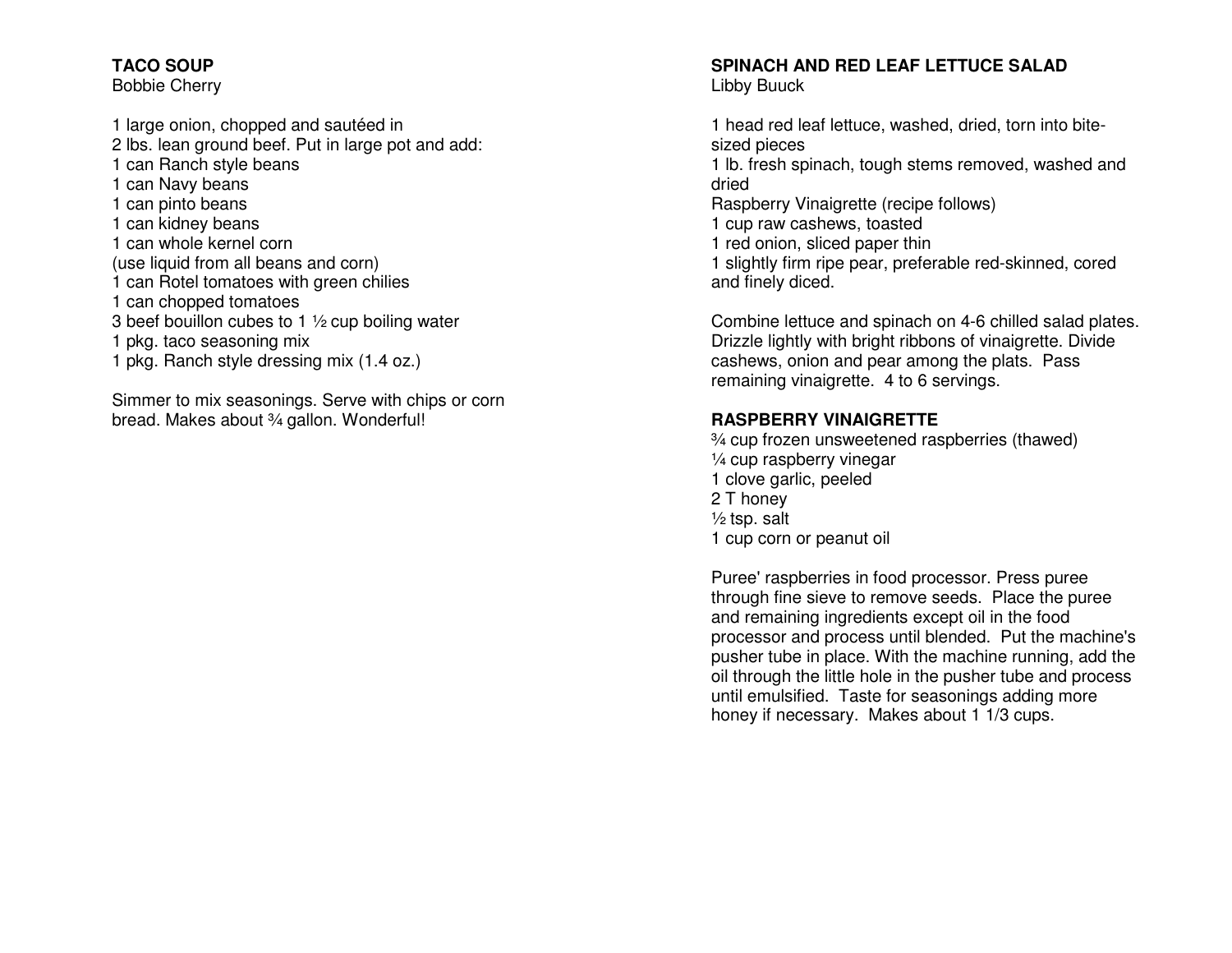**TACO SOUP**
Bobbie Cherry

1 large onion, chopped and sautéed in
2 lbs. lean ground beef. Put in large pot and add:
1 can Ranch style beans
1 can Navy beans
1 can pinto beans
1 can kidney beans
1 can whole kernel corn
(use liquid from all beans and corn)
1 can Rotel tomatoes with green chilies
1 can chopped tomatoes
3 beef bouillon cubes to 1 ½ cup boiling water
1 pkg. taco seasoning mix
1 pkg. Ranch style dressing mix (1.4 oz.)

Simmer to mix seasonings. Serve with chips or corn bread. Makes about ¾ gallon. Wonderful!

**SPINACH AND RED LEAF LETTUCE SALAD**
Libby Buuck

1 head red leaf lettuce, washed, dried, torn into bite-sized pieces
1 lb. fresh spinach, tough stems removed, washed and dried
Raspberry Vinaigrette (recipe follows)
1 cup raw cashews, toasted
1 red onion, sliced paper thin
1 slightly firm ripe pear, preferable red-skinned, cored and finely diced.

Combine lettuce and spinach on 4-6 chilled salad plates. Drizzle lightly with bright ribbons of vinaigrette. Divide cashews, onion and pear among the plats. Pass remaining vinaigrette. 4 to 6 servings.

**RASPBERRY VINAIGRETTE**
¾ cup frozen unsweetened raspberries (thawed)
¼ cup raspberry vinegar
1 clove garlic, peeled
2 T honey
½ tsp. salt
1 cup corn or peanut oil

Puree' raspberries in food processor. Press puree through fine sieve to remove seeds. Place the puree and remaining ingredients except oil in the food processor and process until blended. Put the machine's pusher tube in place. With the machine running, add the oil through the little hole in the pusher tube and process until emulsified. Taste for seasonings adding more honey if necessary. Makes about 1 1/3 cups.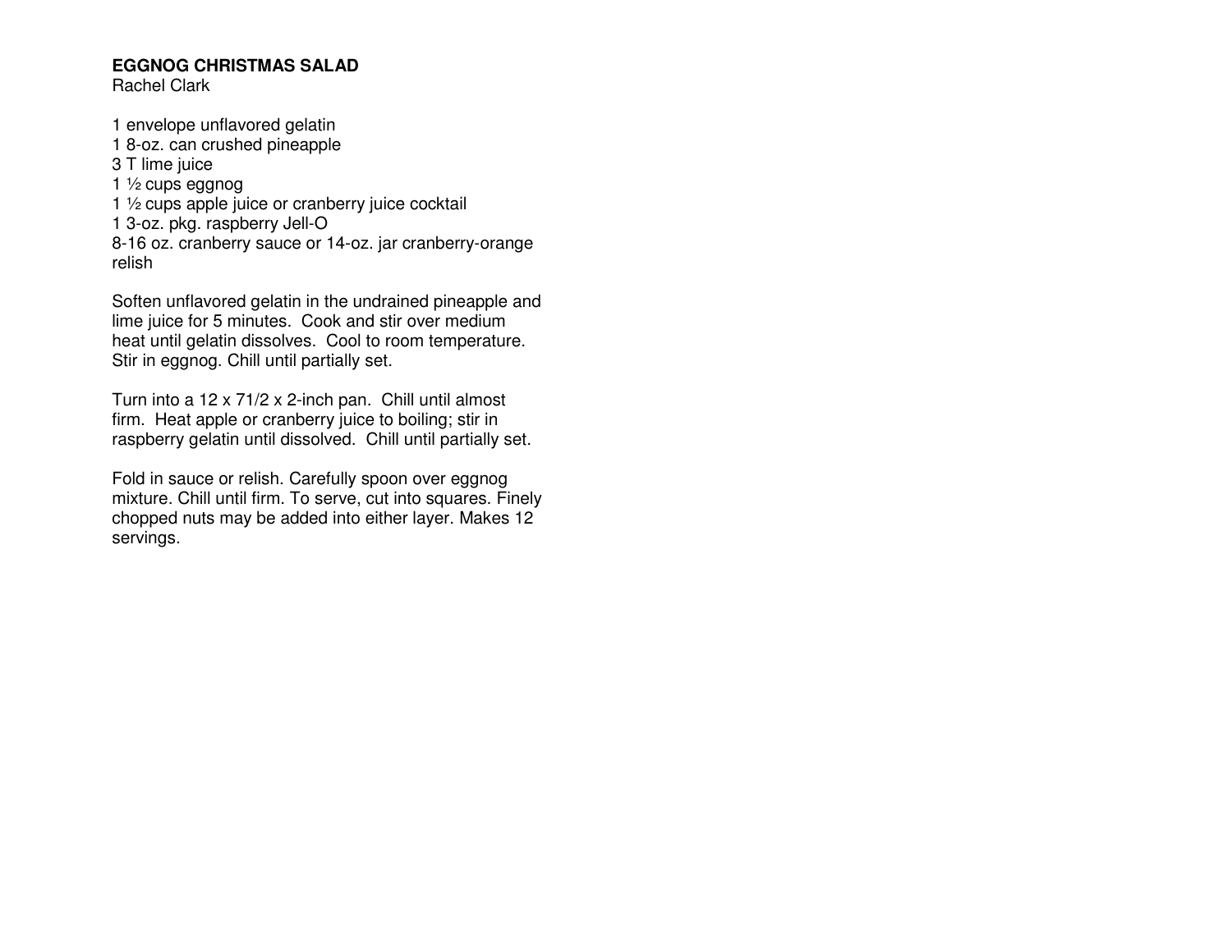**EGGNOG CHRISTMAS SALAD**
Rachel Clark

1 envelope unflavored gelatin
1 8-oz. can crushed pineapple
3 T lime juice
1 ½ cups eggnog
1 ½ cups apple juice or cranberry juice cocktail
1 3-oz. pkg. raspberry Jell-O
8-16 oz. cranberry sauce or 14-oz. jar cranberry-orange relish

Soften unflavored gelatin in the undrained pineapple and lime juice for 5 minutes. Cook and stir over medium heat until gelatin dissolves. Cool to room temperature. Stir in eggnog. Chill until partially set.

Turn into a 12 x 71/2 x 2-inch pan. Chill until almost firm. Heat apple or cranberry juice to boiling; stir in raspberry gelatin until dissolved. Chill until partially set.

Fold in sauce or relish. Carefully spoon over eggnog mixture. Chill until firm. To serve, cut into squares. Finely chopped nuts may be added into either layer. Makes 12 servings.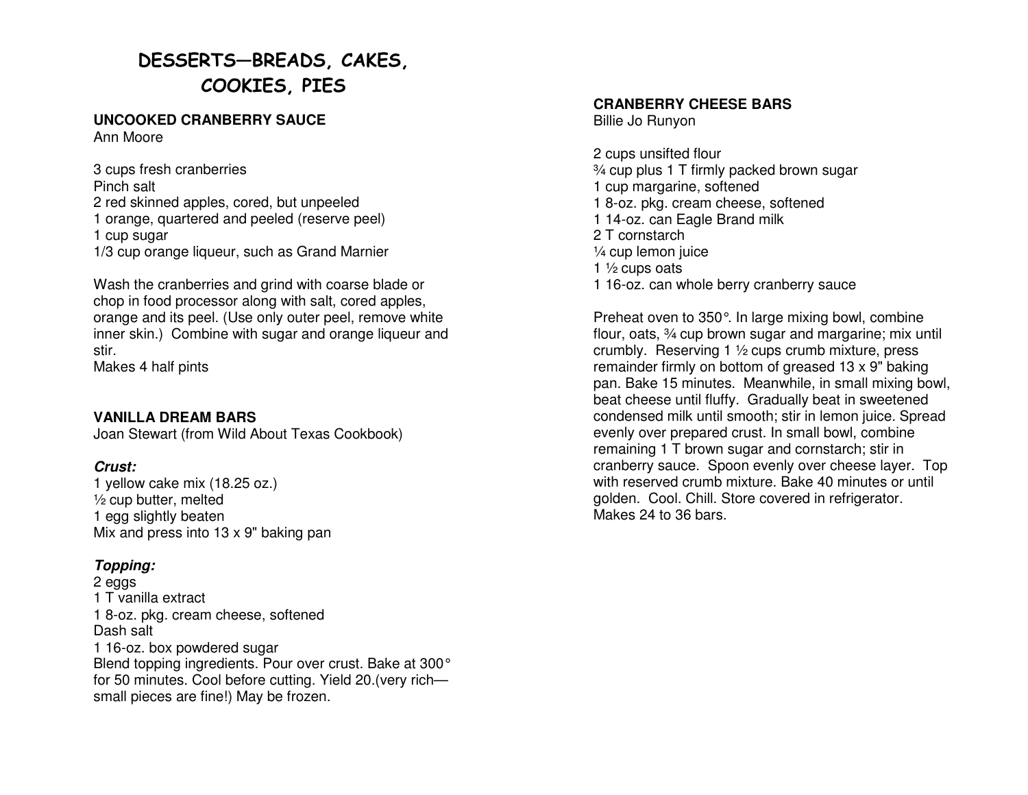# DESSERTS—BREADS, CAKES, COOKIES, PIES

### UNCOOKED CRANBERRY SAUCE

Ann Moore

3 cups fresh cranberries
Pinch salt
2 red skinned apples, cored, but unpeeled
1 orange, quartered and peeled (reserve peel)
1 cup sugar
1/3 cup orange liqueur, such as Grand Marnier

Wash the cranberries and grind with coarse blade or chop in food processor along with salt, cored apples, orange and its peel. (Use only outer peel, remove white inner skin.) Combine with sugar and orange liqueur and stir.
Makes 4 half pints

### VANILLA DREAM BARS

Joan Stewart (from Wild About Texas Cookbook)

***Crust:***
1 yellow cake mix (18.25 oz.)
½ cup butter, melted
1 egg slightly beaten
Mix and press into 13 x 9" baking pan

***Topping:***
2 eggs
1 T vanilla extract
1 8-oz. pkg. cream cheese, softened
Dash salt
1 16-oz. box powdered sugar
Blend topping ingredients. Pour over crust. Bake at 300° for 50 minutes. Cool before cutting. Yield 20.(very rich—small pieces are fine!) May be frozen.

### CRANBERRY CHEESE BARS

Billie Jo Runyon

2 cups unsifted flour
¾ cup plus 1 T firmly packed brown sugar
1 cup margarine, softened
1 8-oz. pkg. cream cheese, softened
1 14-oz. can Eagle Brand milk
2 T cornstarch
¼ cup lemon juice
1 ½ cups oats
1 16-oz. can whole berry cranberry sauce

Preheat oven to 350°. In large mixing bowl, combine flour, oats, ¾ cup brown sugar and margarine; mix until crumbly. Reserving 1 ½ cups crumb mixture, press remainder firmly on bottom of greased 13 x 9" baking pan. Bake 15 minutes. Meanwhile, in small mixing bowl, beat cheese until fluffy. Gradually beat in sweetened condensed milk until smooth; stir in lemon juice. Spread evenly over prepared crust. In small bowl, combine remaining 1 T brown sugar and cornstarch; stir in cranberry sauce. Spoon evenly over cheese layer. Top with reserved crumb mixture. Bake 40 minutes or until golden. Cool. Chill. Store covered in refrigerator.
Makes 24 to 36 bars.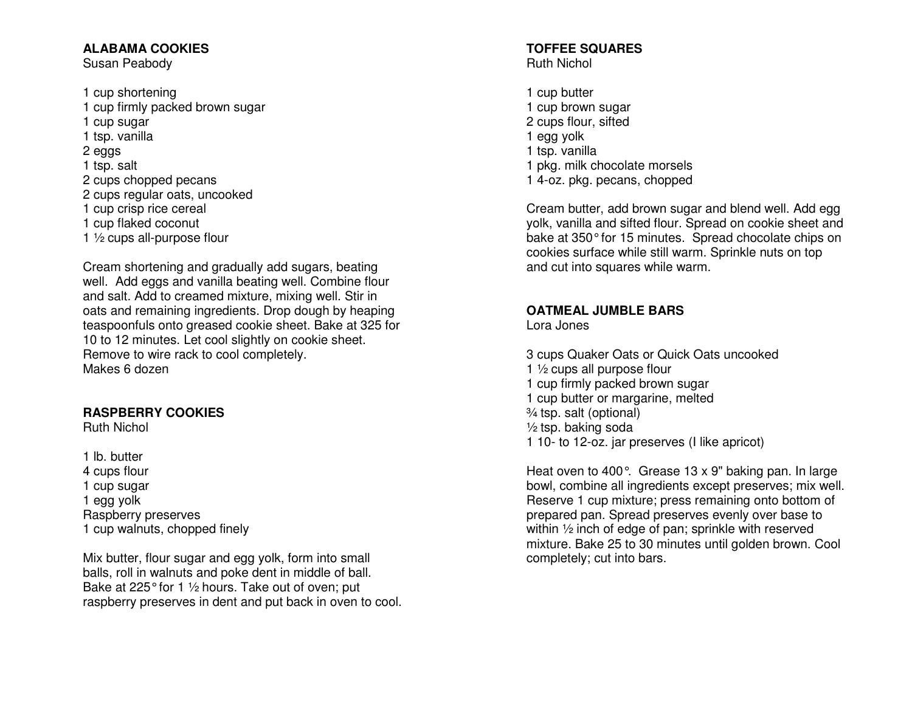## ALABAMA COOKIES

Susan Peabody

1 cup shortening
1 cup firmly packed brown sugar
1 cup sugar
1 tsp. vanilla
2 eggs
1 tsp. salt
2 cups chopped pecans
2 cups regular oats, uncooked
1 cup crisp rice cereal
1 cup flaked coconut
1 ½ cups all-purpose flour

Cream shortening and gradually add sugars, beating well. Add eggs and vanilla beating well. Combine flour and salt. Add to creamed mixture, mixing well. Stir in oats and remaining ingredients. Drop dough by heaping teaspoonfuls onto greased cookie sheet. Bake at 325 for 10 to 12 minutes. Let cool slightly on cookie sheet. Remove to wire rack to cool completely.
Makes 6 dozen

## RASPBERRY COOKIES

Ruth Nichol

1 lb. butter
4 cups flour
1 cup sugar
1 egg yolk
Raspberry preserves
1 cup walnuts, chopped finely

Mix butter, flour sugar and egg yolk, form into small balls, roll in walnuts and poke dent in middle of ball. Bake at 225° for 1 ½ hours. Take out of oven; put raspberry preserves in dent and put back in oven to cool.

## TOFFEE SQUARES

Ruth Nichol

1 cup butter
1 cup brown sugar
2 cups flour, sifted
1 egg yolk
1 tsp. vanilla
1 pkg. milk chocolate morsels
1 4-oz. pkg. pecans, chopped

Cream butter, add brown sugar and blend well. Add egg yolk, vanilla and sifted flour. Spread on cookie sheet and bake at 350° for 15 minutes. Spread chocolate chips on cookies surface while still warm. Sprinkle nuts on top and cut into squares while warm.

## OATMEAL JUMBLE BARS

Lora Jones

3 cups Quaker Oats or Quick Oats uncooked
1 ½ cups all purpose flour
1 cup firmly packed brown sugar
1 cup butter or margarine, melted
¾ tsp. salt (optional)
½ tsp. baking soda
1 10- to 12-oz. jar preserves (I like apricot)

Heat oven to 400°. Grease 13 x 9" baking pan. In large bowl, combine all ingredients except preserves; mix well. Reserve 1 cup mixture; press remaining onto bottom of prepared pan. Spread preserves evenly over base to within ½ inch of edge of pan; sprinkle with reserved mixture. Bake 25 to 30 minutes until golden brown. Cool completely; cut into bars.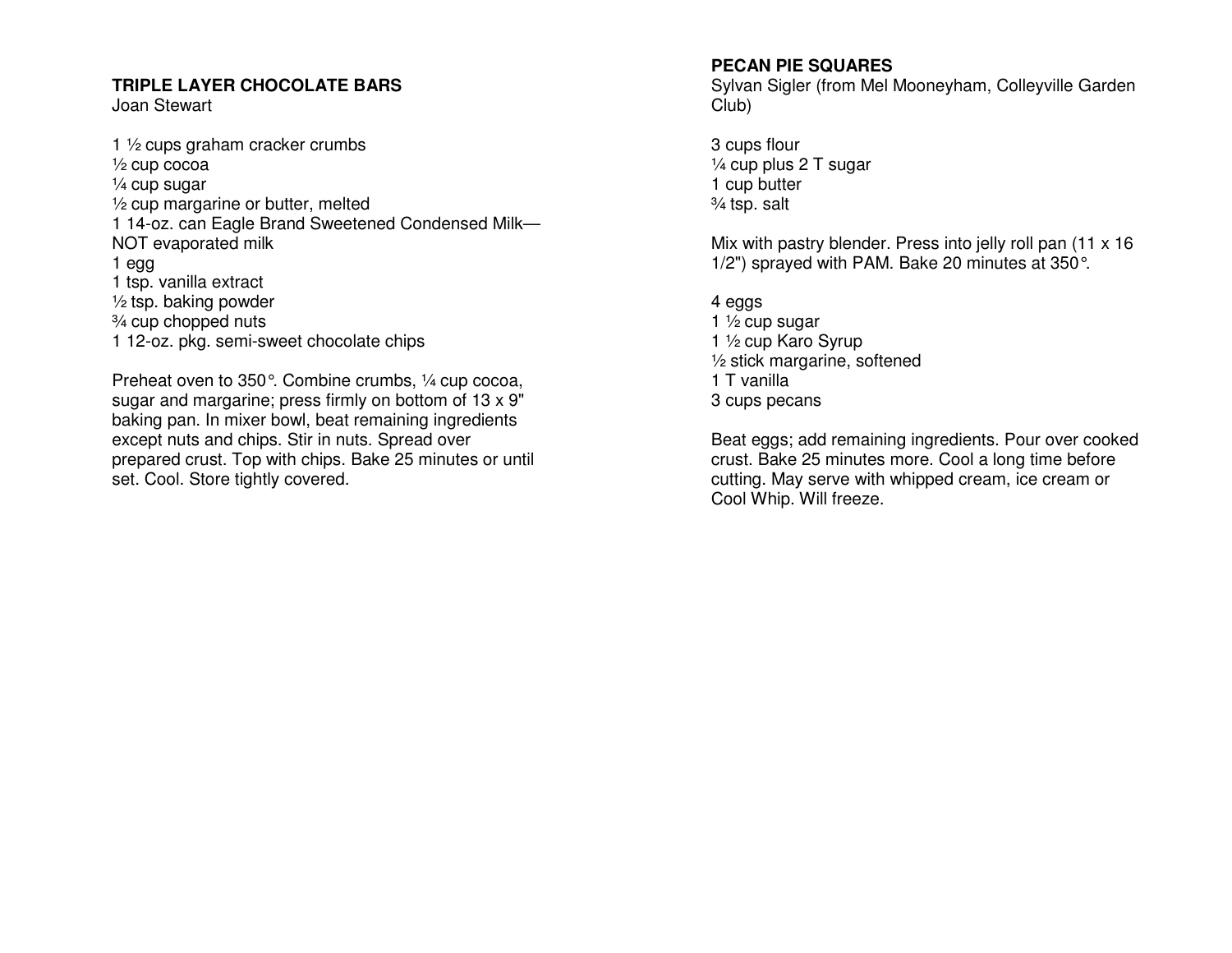## TRIPLE LAYER CHOCOLATE BARS

Joan Stewart

1 ½ cups graham cracker crumbs
½ cup cocoa
¼ cup sugar
½ cup margarine or butter, melted
1 14-oz. can Eagle Brand Sweetened Condensed Milk—NOT evaporated milk
1 egg
1 tsp. vanilla extract
½ tsp. baking powder
¾ cup chopped nuts
1 12-oz. pkg. semi-sweet chocolate chips

Preheat oven to 350°. Combine crumbs, ¼ cup cocoa, sugar and margarine; press firmly on bottom of 13 x 9" baking pan. In mixer bowl, beat remaining ingredients except nuts and chips. Stir in nuts. Spread over prepared crust. Top with chips. Bake 25 minutes or until set. Cool. Store tightly covered.

## PECAN PIE SQUARES

Sylvan Sigler (from Mel Mooneyham, Colleyville Garden Club)

3 cups flour
¼ cup plus 2 T sugar
1 cup butter
¾ tsp. salt

Mix with pastry blender. Press into jelly roll pan (11 x 16 1/2") sprayed with PAM. Bake 20 minutes at 350°.

4 eggs
1 ½ cup sugar
1 ½ cup Karo Syrup
½ stick margarine, softened
1 T vanilla
3 cups pecans

Beat eggs; add remaining ingredients. Pour over cooked crust. Bake 25 minutes more. Cool a long time before cutting. May serve with whipped cream, ice cream or Cool Whip. Will freeze.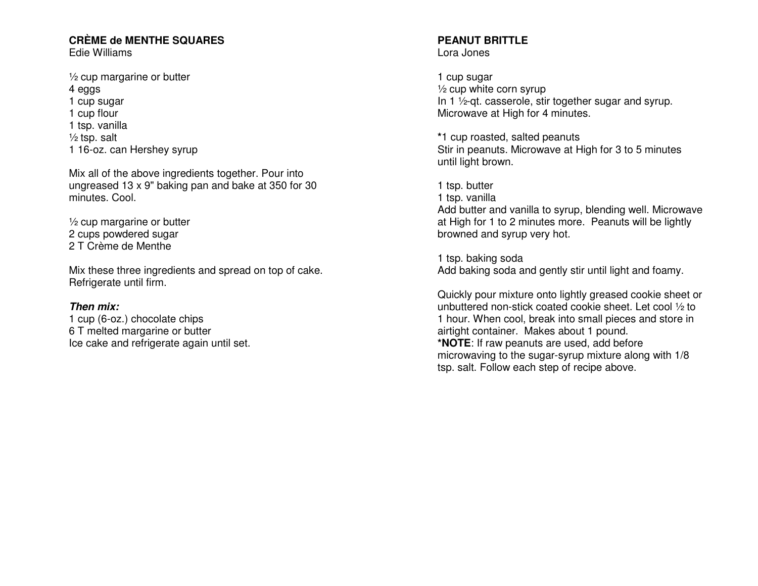## CRÈME de MENTHE SQUARES

Edie Williams

½ cup margarine or butter
4 eggs
1 cup sugar
1 cup flour
1 tsp. vanilla
½ tsp. salt
1 16-oz. can Hershey syrup

Mix all of the above ingredients together. Pour into ungreased 13 x 9" baking pan and bake at 350 for 30 minutes. Cool.

½ cup margarine or butter
2 cups powdered sugar
2 T Crème de Menthe

Mix these three ingredients and spread on top of cake. Refrigerate until firm.

***Then mix:***
1 cup (6-oz.) chocolate chips
6 T melted margarine or butter
Ice cake and refrigerate again until set.

## PEANUT BRITTLE

Lora Jones

1 cup sugar
½ cup white corn syrup
In 1 ½-qt. casserole, stir together sugar and syrup. Microwave at High for 4 minutes.

*1 cup roasted, salted peanuts
Stir in peanuts. Microwave at High for 3 to 5 minutes until light brown.

1 tsp. butter
1 tsp. vanilla
Add butter and vanilla to syrup, blending well. Microwave at High for 1 to 2 minutes more. Peanuts will be lightly browned and syrup very hot.

1 tsp. baking soda
Add baking soda and gently stir until light and foamy.

Quickly pour mixture onto lightly greased cookie sheet or unbuttered non-stick coated cookie sheet. Let cool ½ to 1 hour. When cool, break into small pieces and store in airtight container. Makes about 1 pound.
***NOTE**: If raw peanuts are used, add before microwaving to the sugar-syrup mixture along with 1/8 tsp. salt. Follow each step of recipe above.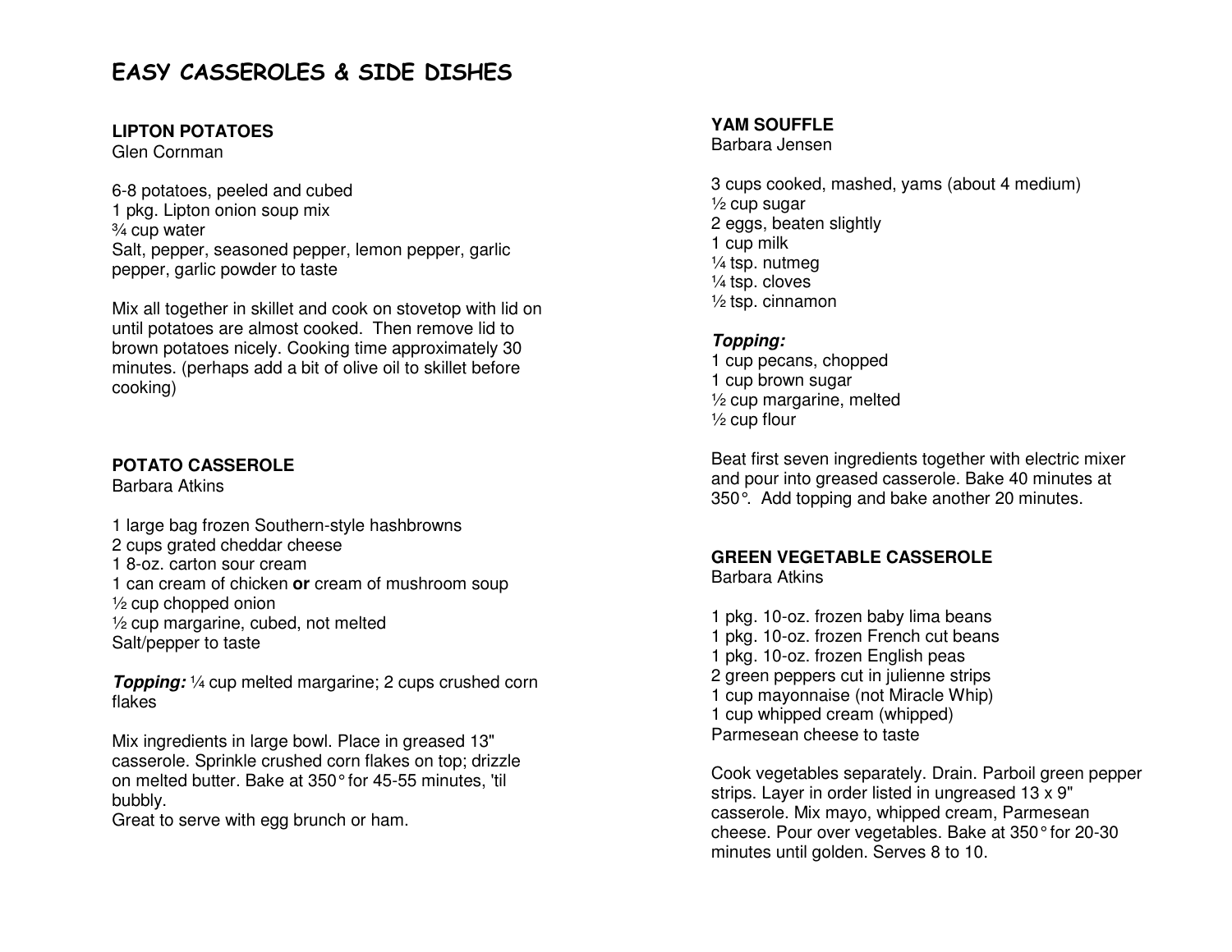# EASY CASSEROLES & SIDE DISHES

## LIPTON POTATOES

Glen Cornman

6-8 potatoes, peeled and cubed
1 pkg. Lipton onion soup mix
¾ cup water
Salt, pepper, seasoned pepper, lemon pepper, garlic pepper, garlic powder to taste

Mix all together in skillet and cook on stovetop with lid on until potatoes are almost cooked. Then remove lid to brown potatoes nicely. Cooking time approximately 30 minutes. (perhaps add a bit of olive oil to skillet before cooking)

## POTATO CASSEROLE

Barbara Atkins

1 large bag frozen Southern-style hashbrowns
2 cups grated cheddar cheese
1 8-oz. carton sour cream
1 can cream of chicken **or** cream of mushroom soup
½ cup chopped onion
½ cup margarine, cubed, not melted
Salt/pepper to taste

***Topping:*** ¼ cup melted margarine; 2 cups crushed corn flakes

Mix ingredients in large bowl. Place in greased 13" casserole. Sprinkle crushed corn flakes on top; drizzle on melted butter. Bake at 350° for 45-55 minutes, 'til bubbly.
Great to serve with egg brunch or ham.

## YAM SOUFFLE

Barbara Jensen

3 cups cooked, mashed, yams (about 4 medium)
½ cup sugar
2 eggs, beaten slightly
1 cup milk
¼ tsp. nutmeg
¼ tsp. cloves
½ tsp. cinnamon

***Topping:***
1 cup pecans, chopped
1 cup brown sugar
½ cup margarine, melted
½ cup flour

Beat first seven ingredients together with electric mixer and pour into greased casserole. Bake 40 minutes at 350°. Add topping and bake another 20 minutes.

## GREEN VEGETABLE CASSEROLE

Barbara Atkins

1 pkg. 10-oz. frozen baby lima beans
1 pkg. 10-oz. frozen French cut beans
1 pkg. 10-oz. frozen English peas
2 green peppers cut in julienne strips
1 cup mayonnaise (not Miracle Whip)
1 cup whipped cream (whipped)
Parmesean cheese to taste

Cook vegetables separately. Drain. Parboil green pepper strips. Layer in order listed in ungreased 13 x 9" casserole. Mix mayo, whipped cream, Parmesean cheese. Pour over vegetables. Bake at 350° for 20-30 minutes until golden. Serves 8 to 10.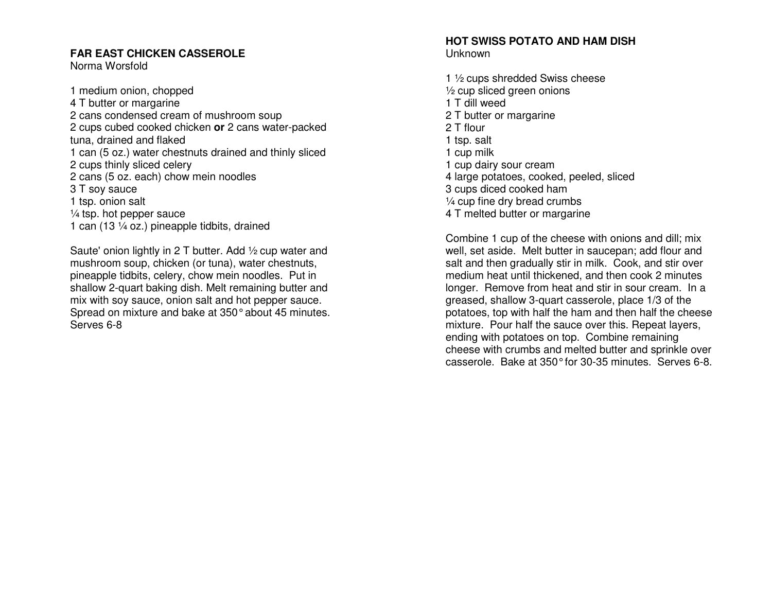## FAR EAST CHICKEN CASSEROLE

Norma Worsfold

1 medium onion, chopped
4 T butter or margarine
2 cans condensed cream of mushroom soup
2 cups cubed cooked chicken **or** 2 cans water-packed tuna, drained and flaked
1 can (5 oz.) water chestnuts drained and thinly sliced
2 cups thinly sliced celery
2 cans (5 oz. each) chow mein noodles
3 T soy sauce
1 tsp. onion salt
¼ tsp. hot pepper sauce
1 can (13 ¼ oz.) pineapple tidbits, drained

Saute' onion lightly in 2 T butter. Add ½ cup water and mushroom soup, chicken (or tuna), water chestnuts, pineapple tidbits, celery, chow mein noodles. Put in shallow 2-quart baking dish. Melt remaining butter and mix with soy sauce, onion salt and hot pepper sauce. Spread on mixture and bake at 350° about 45 minutes. Serves 6-8

## HOT SWISS POTATO AND HAM DISH

Unknown

1 ½ cups shredded Swiss cheese
½ cup sliced green onions
1 T dill weed
2 T butter or margarine
2 T flour
1 tsp. salt
1 cup milk
1 cup dairy sour cream
4 large potatoes, cooked, peeled, sliced
3 cups diced cooked ham
¼ cup fine dry bread crumbs
4 T melted butter or margarine

Combine 1 cup of the cheese with onions and dill; mix well, set aside. Melt butter in saucepan; add flour and salt and then gradually stir in milk. Cook, and stir over medium heat until thickened, and then cook 2 minutes longer. Remove from heat and stir in sour cream. In a greased, shallow 3-quart casserole, place 1/3 of the potatoes, top with half the ham and then half the cheese mixture. Pour half the sauce over this. Repeat layers, ending with potatoes on top. Combine remaining cheese with crumbs and melted butter and sprinkle over casserole. Bake at 350° for 30-35 minutes. Serves 6-8.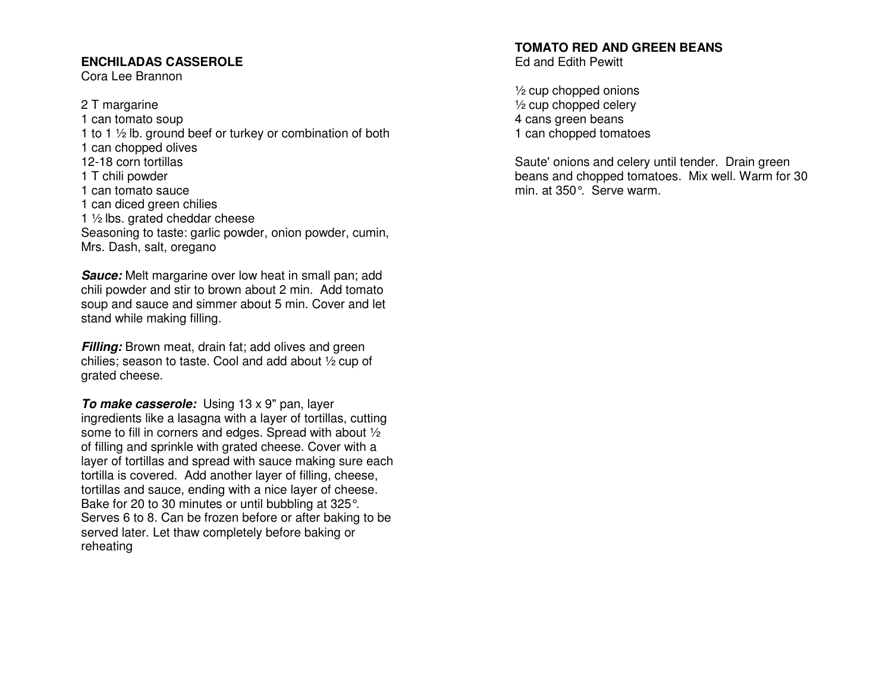**ENCHILADAS CASSEROLE**
Cora Lee Brannon

2 T margarine
1 can tomato soup
1 to 1 ½ lb. ground beef or turkey or combination of both
1 can chopped olives
12-18 corn tortillas
1 T chili powder
1 can tomato sauce
1 can diced green chilies
1 ½ lbs. grated cheddar cheese
Seasoning to taste: garlic powder, onion powder, cumin, Mrs. Dash, salt, oregano

***Sauce:*** Melt margarine over low heat in small pan; add chili powder and stir to brown about 2 min. Add tomato soup and sauce and simmer about 5 min. Cover and let stand while making filling.

***Filling:*** Brown meat, drain fat; add olives and green chilies; season to taste. Cool and add about ½ cup of grated cheese.

***To make casserole:*** Using 13 x 9" pan, layer ingredients like a lasagna with a layer of tortillas, cutting some to fill in corners and edges. Spread with about ½ of filling and sprinkle with grated cheese. Cover with a layer of tortillas and spread with sauce making sure each tortilla is covered. Add another layer of filling, cheese, tortillas and sauce, ending with a nice layer of cheese. Bake for 20 to 30 minutes or until bubbling at 325°. Serves 6 to 8. Can be frozen before or after baking to be served later. Let thaw completely before baking or reheating

**TOMATO RED AND GREEN BEANS**
Ed and Edith Pewitt

½ cup chopped onions
½ cup chopped celery
4 cans green beans
1 can chopped tomatoes

Saute' onions and celery until tender. Drain green beans and chopped tomatoes. Mix well. Warm for 30 min. at 350°. Serve warm.